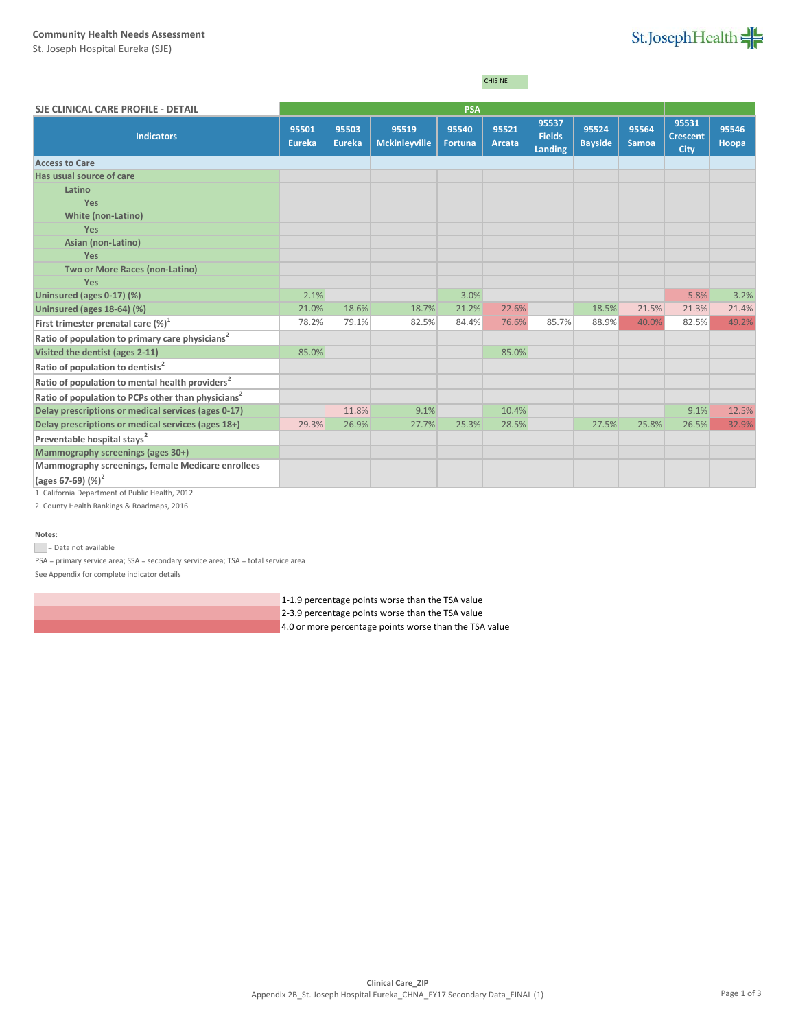**Community Health Needs Assessment**

St. Joseph Hospital Eureka (SJE)

CHIS NE

| SJE CLINICAL CARE PROFILE - DETAIL | PSA | | | | | | | | | |
|---|---|---|---|---|---|---|---|---|---|---|
| Indicators | 95501 Eureka | 95503 Eureka | 95519 Mckinleyville | 95540 Fortuna | 95521 Arcata | 95537 Fields Landing | 95524 Bayside | 95564 Samoa | 95531 Crescent City | 95546 Hoopa |
| **Access to Care** | | | | | | | | | | |
| **Has usual source of care** | | | | | | | | | | |
| Latino | | | | | | | | | | |
| Yes | | | | | | | | | | |
| White (non-Latino) | | | | | | | | | | |
| Yes | | | | | | | | | | |
| Asian (non-Latino) | | | | | | | | | | |
| Yes | | | | | | | | | | |
| Two or More Races (non-Latino) | | | | | | | | | | |
| Yes | | | | | | | | | | |
| Uninsured (ages 0-17) (%) | 2.1% | | | 3.0% | | | | | 5.8% | 3.2% |
| Uninsured (ages 18-64) (%) | 21.0% | 18.6% | 18.7% | 21.2% | 22.6% | | 18.5% | 21.5% | 21.3% | 21.4% |
| First trimester prenatal care (%)[1] | 78.2% | 79.1% | 82.5% | 84.4% | 76.6% | 85.7% | 88.9% | 40.0% | 82.5% | 49.2% |
| Ratio of population to primary care physicians[2] | | | | | | | | | | |
| Visited the dentist (ages 2-11) | 85.0% | | | | 85.0% | | | | | |
| Ratio of population to dentists[2] | | | | | | | | | | |
| Ratio of population to mental health providers[2] | | | | | | | | | | |
| Ratio of population to PCPs other than physicians[2] | | | | | | | | | | |
| Delay prescriptions or medical services (ages 0-17) | | 11.8% | 9.1% | | 10.4% | | | | 9.1% | 12.5% |
| Delay prescriptions or medical services (ages 18+) | 29.3% | 26.9% | 27.7% | 25.3% | 28.5% | | 27.5% | 25.8% | 26.5% | 32.9% |
| Preventable hospital stays[2] | | | | | | | | | | |
| Mammography screenings (ages 30+) | | | | | | | | | | |
| Mammography screenings, female Medicare enrollees (ages 67-69) (%)[2] | | | | | | | | | | |

1. California Department of Public Health, 2012
2. County Health Rankings & Roadmaps, 2016

**Notes:**

= Data not available

PSA = primary service area; SSA = secondary service area; TSA = total service area

See Appendix for complete indicator details

1-1.9 percentage points worse than the TSA value

2-3.9 percentage points worse than the TSA value

4.0 or more percentage points worse than the TSA value

**Clinical Care_ZIP**

Appendix 2B_St. Joseph Hospital Eureka_CHNA_FY17 Secondary Data_FINAL (1)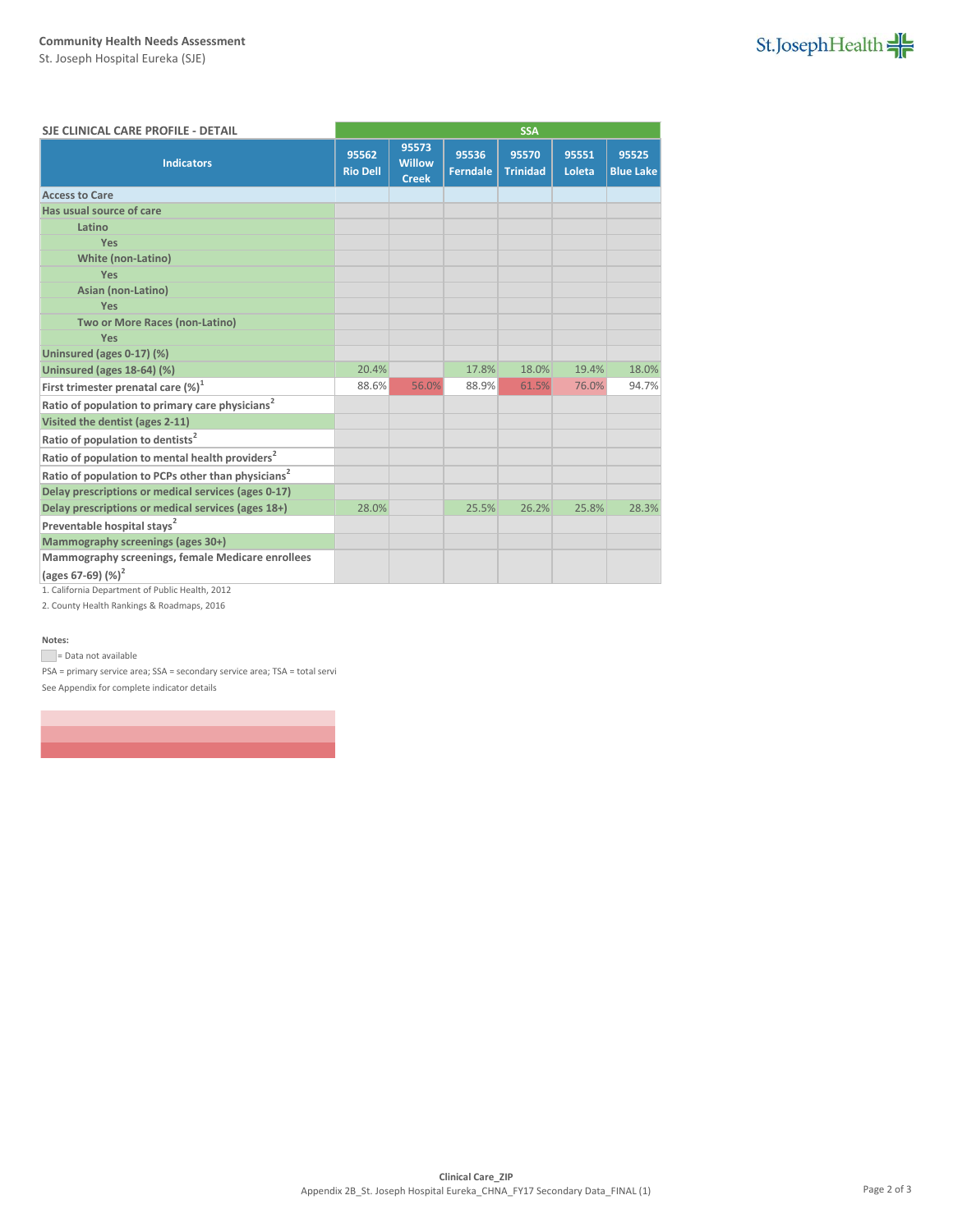Community Health Needs Assessment
St. Joseph Hospital Eureka (SJE)

| SJE CLINICAL CARE PROFILE - DETAIL | SSA | | | | | |
|---|---|---|---|---|---|---|
| Indicators | 95562 Rio Dell | 95573 Willow Creek | 95536 Ferndale | 95570 Trinidad | 95551 Loleta | 95525 Blue Lake |
| Access to Care | | | | | | |
| Has usual source of care | | | | | | |
| Latino | | | | | | |
| Yes | | | | | | |
| White (non-Latino) | | | | | | |
| Yes | | | | | | |
| Asian (non-Latino) | | | | | | |
| Yes | | | | | | |
| Two or More Races (non-Latino) | | | | | | |
| Yes | | | | | | |
| Uninsured (ages 0-17) (%) | | | | | | |
| Uninsured (ages 18-64) (%) | 20.4% | | 17.8% | 18.0% | 19.4% | 18.0% |
| First trimester prenatal care (%)[1] | 88.6% | 56.0% | 88.9% | 61.5% | 76.0% | 94.7% |
| Ratio of population to primary care physicians[2] | | | | | | |
| Visited the dentist (ages 2-11) | | | | | | |
| Ratio of population to dentists[2] | | | | | | |
| Ratio of population to mental health providers[2] | | | | | | |
| Ratio of population to PCPs other than physicians[2] | | | | | | |
| Delay prescriptions or medical services (ages 0-17) | | | | | | |
| Delay prescriptions or medical services (ages 18+) | 28.0% | | 25.5% | 26.2% | 25.8% | 28.3% |
| Preventable hospital stays[2] | | | | | | |
| Mammography screenings (ages 30+) | | | | | | |
| Mammography screenings, female Medicare enrollees (ages 67-69) (%)[2] | | | | | | |

1. California Department of Public Health, 2012
2. County Health Rankings & Roadmaps, 2016

**Notes:**

= Data not available

PSA = primary service area; SSA = secondary service area; TSA = total servi

See Appendix for complete indicator details

Clinical Care_ZIP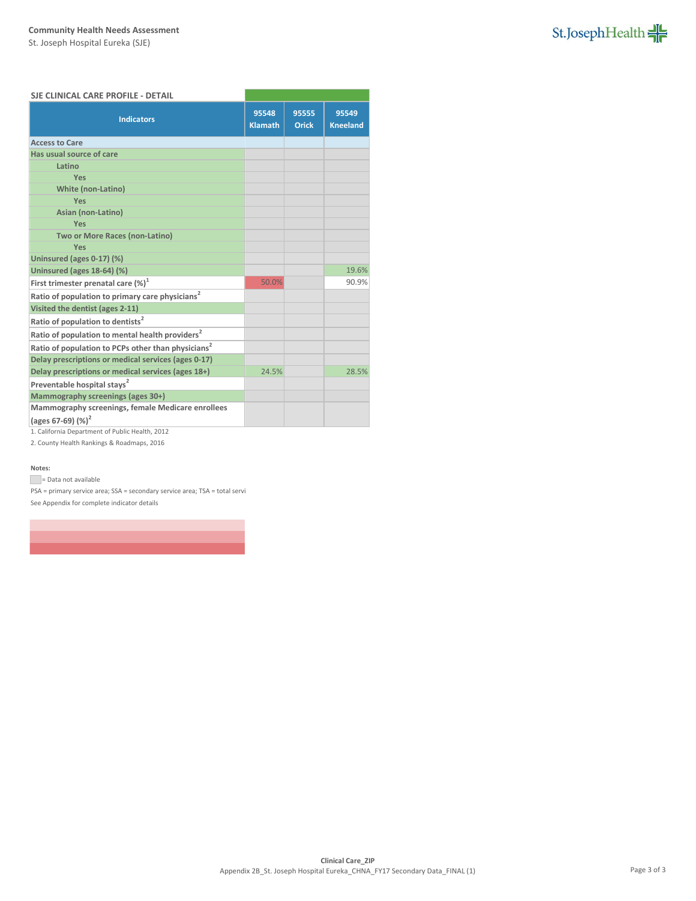Community Health Needs Assessment

St. Joseph Hospital Eureka (SJE)

## SJE CLINICAL CARE PROFILE - DETAIL

| Indicators | 95548 Klamath | 95555 Orick | 95549 Kneeland |
|---|---|---|---|
| Access to Care | | | |
| Has usual source of care | | | |
| Latino | | | |
| Yes | | | |
| White (non-Latino) | | | |
| Yes | | | |
| Asian (non-Latino) | | | |
| Yes | | | |
| Two or More Races (non-Latino) | | | |
| Yes | | | |
| Uninsured (ages 0-17) (%) | | | |
| Uninsured (ages 18-64) (%) | | | 19.6% |
| First trimester prenatal care (%)[1] | 50.0% | | 90.9% |
| Ratio of population to primary care physicians[2] | | | |
| Visited the dentist (ages 2-11) | | | |
| Ratio of population to dentists[2] | | | |
| Ratio of population to mental health providers[2] | | | |
| Ratio of population to PCPs other than physicians[2] | | | |
| Delay prescriptions or medical services (ages 0-17) | | | |
| Delay prescriptions or medical services (ages 18+) | 24.5% | | 28.5% |
| Preventable hospital stays[2] | | | |
| Mammography screenings (ages 30+) | | | |
| Mammography screenings, female Medicare enrollees (ages 67-69) (%)[2] | | | |

1. California Department of Public Health, 2012

2. County Health Rankings & Roadmaps, 2016

**Notes:**

= Data not available

PSA = primary service area; SSA = secondary service area; TSA = total servi

See Appendix for complete indicator details

Clinical Care_ZIP

Appendix 2B_St. Joseph Hospital Eureka_CHNA_FY17 Secondary Data_FINAL (1)